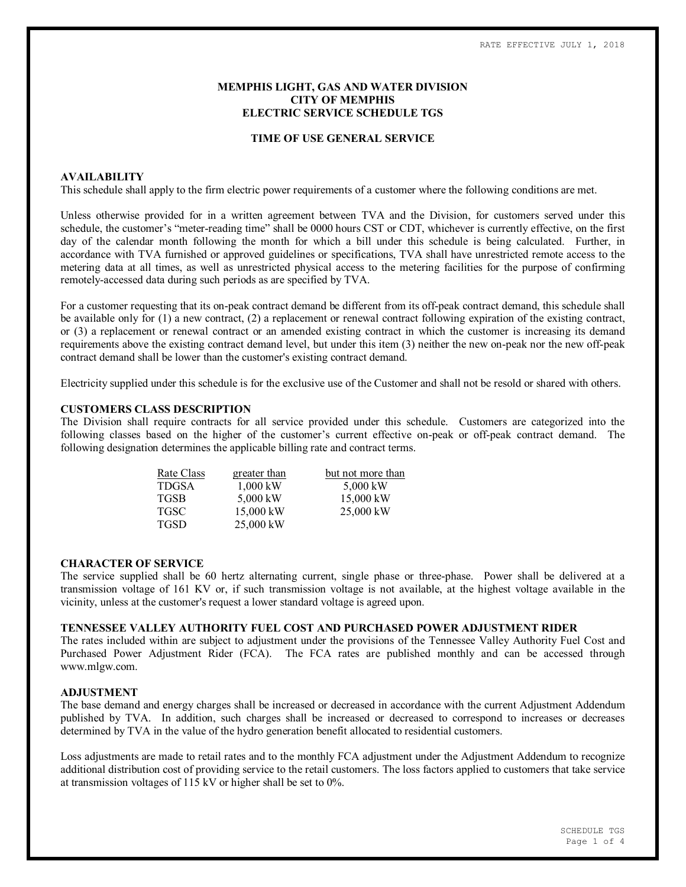RATE EFFECTIVE JULY 1, 2018

# MEMPHIS LIGHT, GAS AND WATER DIVISION
# CITY OF MEMPHIS
# ELECTRIC SERVICE SCHEDULE TGS

## TIME OF USE GENERAL SERVICE

### AVAILABILITY

This schedule shall apply to the firm electric power requirements of a customer where the following conditions are met.

Unless otherwise provided for in a written agreement between TVA and the Division, for customers served under this schedule, the customer's "meter-reading time" shall be 0000 hours CST or CDT, whichever is currently effective, on the first day of the calendar month following the month for which a bill under this schedule is being calculated. Further, in accordance with TVA furnished or approved guidelines or specifications, TVA shall have unrestricted remote access to the metering data at all times, as well as unrestricted physical access to the metering facilities for the purpose of confirming remotely-accessed data during such periods as are specified by TVA.

For a customer requesting that its on-peak contract demand be different from its off-peak contract demand, this schedule shall be available only for (1) a new contract, (2) a replacement or renewal contract following expiration of the existing contract, or (3) a replacement or renewal contract or an amended existing contract in which the customer is increasing its demand requirements above the existing contract demand level, but under this item (3) neither the new on-peak nor the new off-peak contract demand shall be lower than the customer's existing contract demand.

Electricity supplied under this schedule is for the exclusive use of the Customer and shall not be resold or shared with others.

### CUSTOMERS CLASS DESCRIPTION

The Division shall require contracts for all service provided under this schedule. Customers are categorized into the following classes based on the higher of the customer's current effective on-peak or off-peak contract demand. The following designation determines the applicable billing rate and contract terms.

| Rate Class | greater than | but not more than |
|---|---|---|
| TDGSA | 1,000 kW | 5,000 kW |
| TGSB | 5,000 kW | 15,000 kW |
| TGSC | 15,000 kW | 25,000 kW |
| TGSD | 25,000 kW | |

### CHARACTER OF SERVICE

The service supplied shall be 60 hertz alternating current, single phase or three-phase. Power shall be delivered at a transmission voltage of 161 KV or, if such transmission voltage is not available, at the highest voltage available in the vicinity, unless at the customer's request a lower standard voltage is agreed upon.

### TENNESSEE VALLEY AUTHORITY FUEL COST AND PURCHASED POWER ADJUSTMENT RIDER

The rates included within are subject to adjustment under the provisions of the Tennessee Valley Authority Fuel Cost and Purchased Power Adjustment Rider (FCA). The FCA rates are published monthly and can be accessed through www.mlgw.com.

### ADJUSTMENT

The base demand and energy charges shall be increased or decreased in accordance with the current Adjustment Addendum published by TVA. In addition, such charges shall be increased or decreased to correspond to increases or decreases determined by TVA in the value of the hydro generation benefit allocated to residential customers.

Loss adjustments are made to retail rates and to the monthly FCA adjustment under the Adjustment Addendum to recognize additional distribution cost of providing service to the retail customers. The loss factors applied to customers that take service at transmission voltages of 115 kV or higher shall be set to 0%.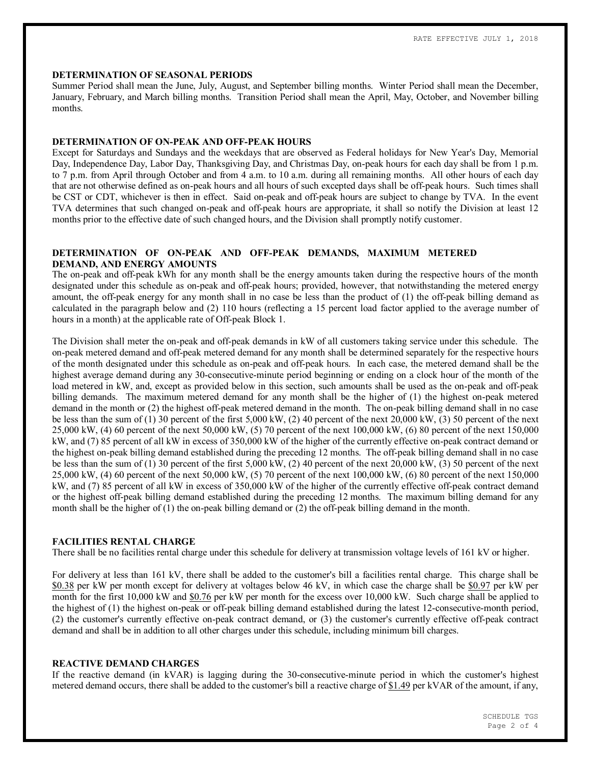**DETERMINATION OF SEASONAL PERIODS**

Summer Period shall mean the June, July, August, and September billing months. Winter Period shall mean the December, January, February, and March billing months. Transition Period shall mean the April, May, October, and November billing months.

**DETERMINATION OF ON-PEAK AND OFF-PEAK HOURS**

Except for Saturdays and Sundays and the weekdays that are observed as Federal holidays for New Year's Day, Memorial Day, Independence Day, Labor Day, Thanksgiving Day, and Christmas Day, on-peak hours for each day shall be from 1 p.m. to 7 p.m. from April through October and from 4 a.m. to 10 a.m. during all remaining months. All other hours of each day that are not otherwise defined as on-peak hours and all hours of such excepted days shall be off-peak hours. Such times shall be CST or CDT, whichever is then in effect. Said on-peak and off-peak hours are subject to change by TVA. In the event TVA determines that such changed on-peak and off-peak hours are appropriate, it shall so notify the Division at least 12 months prior to the effective date of such changed hours, and the Division shall promptly notify customer.

**DETERMINATION OF ON-PEAK AND OFF-PEAK DEMANDS, MAXIMUM METERED DEMAND, AND ENERGY AMOUNTS**

The on-peak and off-peak kWh for any month shall be the energy amounts taken during the respective hours of the month designated under this schedule as on-peak and off-peak hours; provided, however, that notwithstanding the metered energy amount, the off-peak energy for any month shall in no case be less than the product of (1) the off-peak billing demand as calculated in the paragraph below and (2) 110 hours (reflecting a 15 percent load factor applied to the average number of hours in a month) at the applicable rate of Off-peak Block 1.

The Division shall meter the on-peak and off-peak demands in kW of all customers taking service under this schedule. The on-peak metered demand and off-peak metered demand for any month shall be determined separately for the respective hours of the month designated under this schedule as on-peak and off-peak hours. In each case, the metered demand shall be the highest average demand during any 30-consecutive-minute period beginning or ending on a clock hour of the month of the load metered in kW, and, except as provided below in this section, such amounts shall be used as the on-peak and off-peak billing demands. The maximum metered demand for any month shall be the higher of (1) the highest on-peak metered demand in the month or (2) the highest off-peak metered demand in the month. The on-peak billing demand shall in no case be less than the sum of (1) 30 percent of the first 5,000 kW, (2) 40 percent of the next 20,000 kW, (3) 50 percent of the next 25,000 kW, (4) 60 percent of the next 50,000 kW, (5) 70 percent of the next 100,000 kW, (6) 80 percent of the next 150,000 kW, and (7) 85 percent of all kW in excess of 350,000 kW of the higher of the currently effective on-peak contract demand or the highest on-peak billing demand established during the preceding 12 months. The off-peak billing demand shall in no case be less than the sum of (1) 30 percent of the first 5,000 kW, (2) 40 percent of the next 20,000 kW, (3) 50 percent of the next 25,000 kW, (4) 60 percent of the next 50,000 kW, (5) 70 percent of the next 100,000 kW, (6) 80 percent of the next 150,000 kW, and (7) 85 percent of all kW in excess of 350,000 kW of the higher of the currently effective off-peak contract demand or the highest off-peak billing demand established during the preceding 12 months. The maximum billing demand for any month shall be the higher of (1) the on-peak billing demand or (2) the off-peak billing demand in the month.

**FACILITIES RENTAL CHARGE**

There shall be no facilities rental charge under this schedule for delivery at transmission voltage levels of 161 kV or higher.

For delivery at less than 161 kV, there shall be added to the customer's bill a facilities rental charge. This charge shall be $0.38 per kW per month except for delivery at voltages below 46 kV, in which case the charge shall be $0.97 per kW per month for the first 10,000 kW and $0.76 per kW per month for the excess over 10,000 kW. Such charge shall be applied to the highest of (1) the highest on-peak or off-peak billing demand established during the latest 12-consecutive-month period, (2) the customer's currently effective on-peak contract demand, or (3) the customer's currently effective off-peak contract demand and shall be in addition to all other charges under this schedule, including minimum bill charges.

**REACTIVE DEMAND CHARGES**

If the reactive demand (in kVAR) is lagging during the 30-consecutive-minute period in which the customer's highest metered demand occurs, there shall be added to the customer's bill a reactive charge of $1.49 per kVAR of the amount, if any,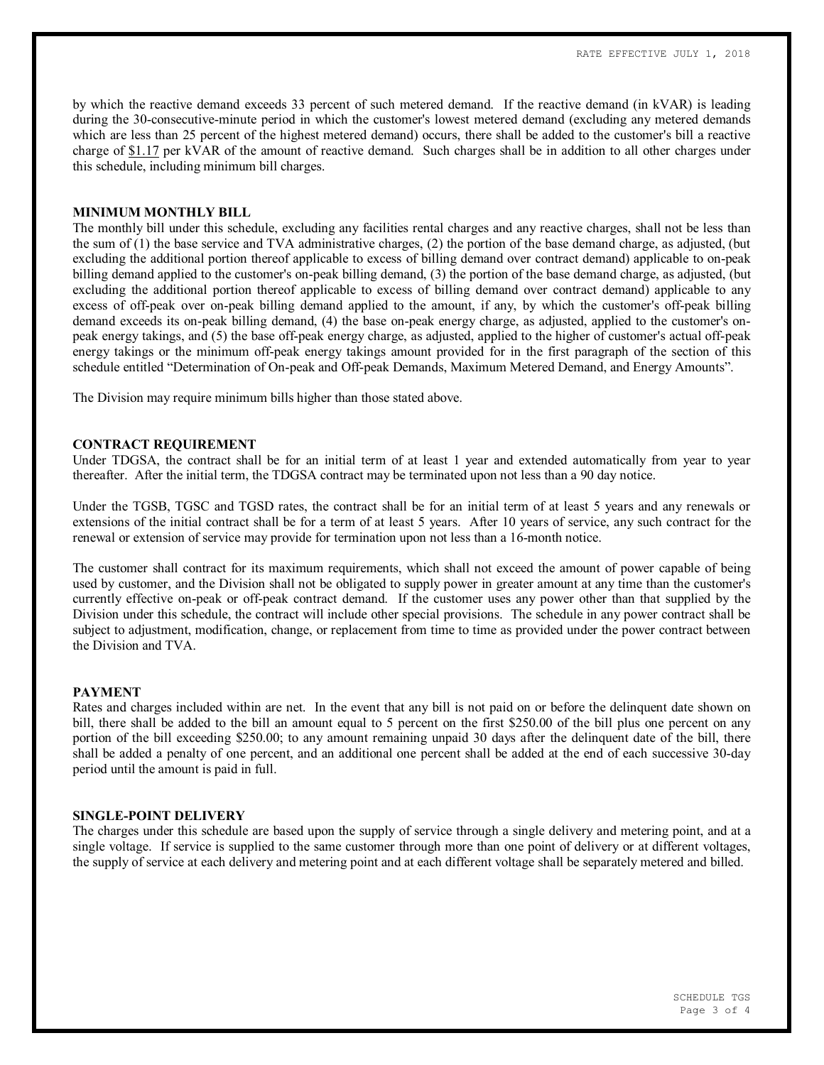by which the reactive demand exceeds 33 percent of such metered demand. If the reactive demand (in kVAR) is leading during the 30-consecutive-minute period in which the customer's lowest metered demand (excluding any metered demands which are less than 25 percent of the highest metered demand) occurs, there shall be added to the customer's bill a reactive charge of $1.17 per kVAR of the amount of reactive demand. Such charges shall be in addition to all other charges under this schedule, including minimum bill charges.

### MINIMUM MONTHLY BILL

The monthly bill under this schedule, excluding any facilities rental charges and any reactive charges, shall not be less than the sum of (1) the base service and TVA administrative charges, (2) the portion of the base demand charge, as adjusted, (but excluding the additional portion thereof applicable to excess of billing demand over contract demand) applicable to on-peak billing demand applied to the customer's on-peak billing demand, (3) the portion of the base demand charge, as adjusted, (but excluding the additional portion thereof applicable to excess of billing demand over contract demand) applicable to any excess of off-peak over on-peak billing demand applied to the amount, if any, by which the customer's off-peak billing demand exceeds its on-peak billing demand, (4) the base on-peak energy charge, as adjusted, applied to the customer's on-peak energy takings, and (5) the base off-peak energy charge, as adjusted, applied to the higher of customer's actual off-peak energy takings or the minimum off-peak energy takings amount provided for in the first paragraph of the section of this schedule entitled "Determination of On-peak and Off-peak Demands, Maximum Metered Demand, and Energy Amounts".

The Division may require minimum bills higher than those stated above.

### CONTRACT REQUIREMENT

Under TDGSA, the contract shall be for an initial term of at least 1 year and extended automatically from year to year thereafter. After the initial term, the TDGSA contract may be terminated upon not less than a 90 day notice.

Under the TGSB, TGSC and TGSD rates, the contract shall be for an initial term of at least 5 years and any renewals or extensions of the initial contract shall be for a term of at least 5 years. After 10 years of service, any such contract for the renewal or extension of service may provide for termination upon not less than a 16-month notice.

The customer shall contract for its maximum requirements, which shall not exceed the amount of power capable of being used by customer, and the Division shall not be obligated to supply power in greater amount at any time than the customer's currently effective on-peak or off-peak contract demand. If the customer uses any power other than that supplied by the Division under this schedule, the contract will include other special provisions. The schedule in any power contract shall be subject to adjustment, modification, change, or replacement from time to time as provided under the power contract between the Division and TVA.

### PAYMENT

Rates and charges included within are net. In the event that any bill is not paid on or before the delinquent date shown on bill, there shall be added to the bill an amount equal to 5 percent on the first $250.00 of the bill plus one percent on any portion of the bill exceeding $250.00; to any amount remaining unpaid 30 days after the delinquent date of the bill, there shall be added a penalty of one percent, and an additional one percent shall be added at the end of each successive 30-day period until the amount is paid in full.

### SINGLE-POINT DELIVERY

The charges under this schedule are based upon the supply of service through a single delivery and metering point, and at a single voltage. If service is supplied to the same customer through more than one point of delivery or at different voltages, the supply of service at each delivery and metering point and at each different voltage shall be separately metered and billed.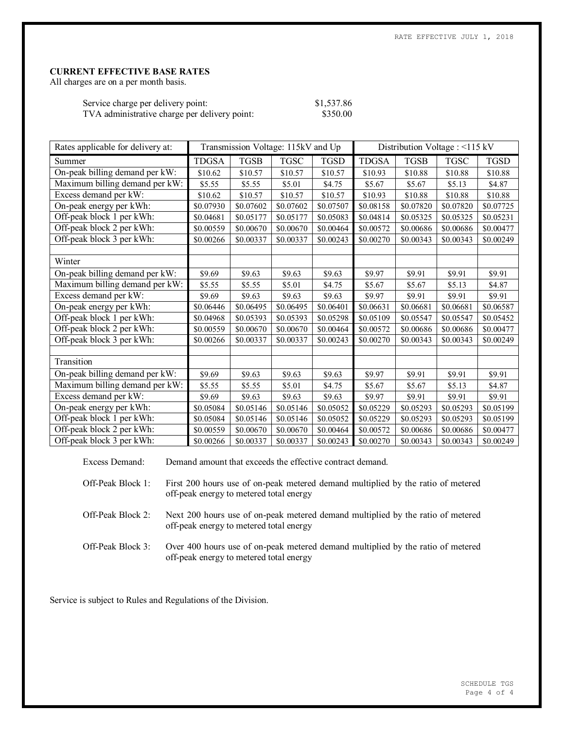## CURRENT EFFECTIVE BASE RATES

All charges are on a per month basis.

| | |
|---|---|
| Service charge per delivery point: | $1,537.86 |
| TVA administrative charge per delivery point: | $350.00 |

| Rates applicable for delivery at: | Transmission Voltage: 115kV and Up | | | | Distribution Voltage : <115 kV | | | |
|---|---|---|---|---|---|---|---|---|
| Summer | TDGSA | TGSB | TGSC | TGSD | TDGSA | TGSB | TGSC | TGSD |
| On-peak billing demand per kW: | $10.62 | $10.57 | $10.57 | $10.57 | $10.93 | $10.88 | $10.88 | $10.88 |
| Maximum billing demand per kW: | $5.55 | $5.55 | $5.01 | $4.75 | $5.67 | $5.67 | $5.13 | $4.87 |
| Excess demand per kW: | $10.62 | $10.57 | $10.57 | $10.57 | $10.93 | $10.88 | $10.88 | $10.88 |
| On-peak energy per kWh: | $0.07930 | $0.07602 | $0.07602 | $0.07507 | $0.08158 | $0.07820 | $0.07820 | $0.07725 |
| Off-peak block 1 per kWh: | $0.04681 | $0.05177 | $0.05177 | $0.05083 | $0.04814 | $0.05325 | $0.05325 | $0.05231 |
| Off-peak block 2 per kWh: | $0.00559 | $0.00670 | $0.00670 | $0.00464 | $0.00572 | $0.00686 | $0.00686 | $0.00477 |
| Off-peak block 3 per kWh: | $0.00266 | $0.00337 | $0.00337 | $0.00243 | $0.00270 | $0.00343 | $0.00343 | $0.00249 |
| | | | | | | | | |
| Winter | | | | | | | | |
| On-peak billing demand per kW: | $9.69 | $9.63 | $9.63 | $9.63 | $9.97 | $9.91 | $9.91 | $9.91 |
| Maximum billing demand per kW: | $5.55 | $5.55 | $5.01 | $4.75 | $5.67 | $5.67 | $5.13 | $4.87 |
| Excess demand per kW: | $9.69 | $9.63 | $9.63 | $9.63 | $9.97 | $9.91 | $9.91 | $9.91 |
| On-peak energy per kWh: | $0.06446 | $0.06495 | $0.06495 | $0.06401 | $0.06631 | $0.06681 | $0.06681 | $0.06587 |
| Off-peak block 1 per kWh: | $0.04968 | $0.05393 | $0.05393 | $0.05298 | $0.05109 | $0.05547 | $0.05547 | $0.05452 |
| Off-peak block 2 per kWh: | $0.00559 | $0.00670 | $0.00670 | $0.00464 | $0.00572 | $0.00686 | $0.00686 | $0.00477 |
| Off-peak block 3 per kWh: | $0.00266 | $0.00337 | $0.00337 | $0.00243 | $0.00270 | $0.00343 | $0.00343 | $0.00249 |
| | | | | | | | | |
| Transition | | | | | | | | |
| On-peak billing demand per kW: | $9.69 | $9.63 | $9.63 | $9.63 | $9.97 | $9.91 | $9.91 | $9.91 |
| Maximum billing demand per kW: | $5.55 | $5.55 | $5.01 | $4.75 | $5.67 | $5.67 | $5.13 | $4.87 |
| Excess demand per kW: | $9.69 | $9.63 | $9.63 | $9.63 | $9.97 | $9.91 | $9.91 | $9.91 |
| On-peak energy per kWh: | $0.05084 | $0.05146 | $0.05146 | $0.05052 | $0.05229 | $0.05293 | $0.05293 | $0.05199 |
| Off-peak block 1 per kWh: | $0.05084 | $0.05146 | $0.05146 | $0.05052 | $0.05229 | $0.05293 | $0.05293 | $0.05199 |
| Off-peak block 2 per kWh: | $0.00559 | $0.00670 | $0.00670 | $0.00464 | $0.00572 | $0.00686 | $0.00686 | $0.00477 |
| Off-peak block 3 per kWh: | $0.00266 | $0.00337 | $0.00337 | $0.00243 | $0.00270 | $0.00343 | $0.00343 | $0.00249 |

Excess Demand: Demand amount that exceeds the effective contract demand.

Off-Peak Block 1: First 200 hours use of on-peak metered demand multiplied by the ratio of metered off-peak energy to metered total energy

Off-Peak Block 2: Next 200 hours use of on-peak metered demand multiplied by the ratio of metered off-peak energy to metered total energy

Off-Peak Block 3: Over 400 hours use of on-peak metered demand multiplied by the ratio of metered off-peak energy to metered total energy

Service is subject to Rules and Regulations of the Division.